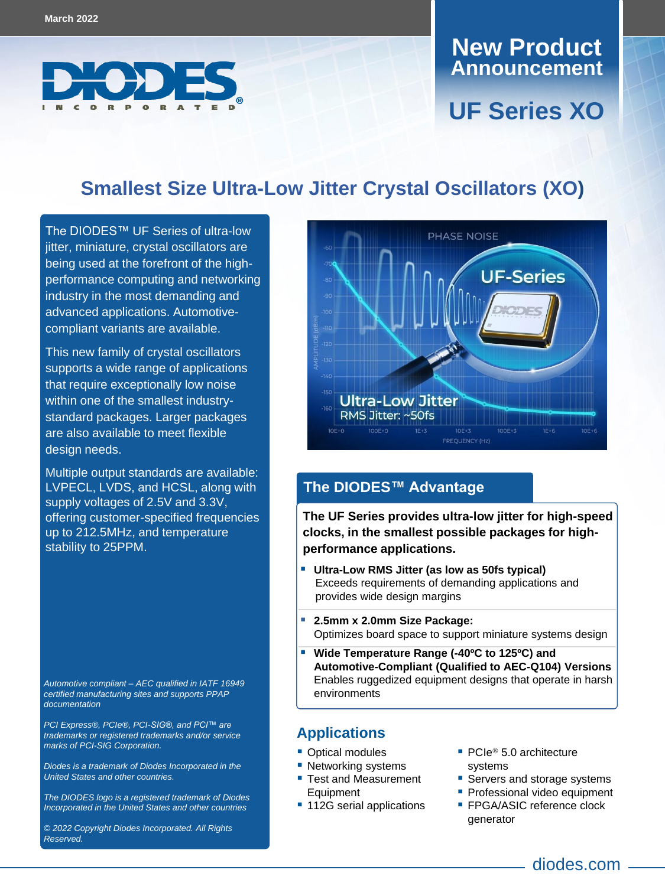March 2022

DIODES INCORPORATED

# New Product Announcement

## UF Series XO

# Smallest Size Ultra-Low Jitter Crystal Oscillators (XO)

The DIODES™ UF Series of ultra-low jitter, miniature, crystal oscillators are being used at the forefront of the high-performance computing and networking industry in the most demanding and advanced applications. Automotive-compliant variants are available.

This new family of crystal oscillators supports a wide range of applications that require exceptionally low noise within one of the smallest industry-standard packages. Larger packages are also available to meet flexible design needs.

Multiple output standards are available: LVPECL, LVDS, and HCSL, along with supply voltages of 2.5V and 3.3V, offering customer-specified frequencies up to 212.5MHz, and temperature stability to 25PPM.

*Automotive compliant – AEC qualified in IATF 16949 certified manufacturing sites and supports PPAP documentation*

*PCI Express®, PCIe®, PCI-SIG®, and PCI™ are trademarks or registered trademarks and/or service marks of PCI-SIG Corporation.*

*Diodes is a trademark of Diodes Incorporated in the United States and other countries.*

*The DIODES logo is a registered trademark of Diodes Incorporated in the United States and other countries*

*© 2022 Copyright Diodes Incorporated. All Rights Reserved.*

## The DIODES™ Advantage

**The UF Series provides ultra-low jitter for high-speed clocks, in the smallest possible packages for high-performance applications.**

- **Ultra-Low RMS Jitter (as low as 50fs typical)**
  Exceeds requirements of demanding applications and provides wide design margins
- **2.5mm x 2.0mm Size Package:**
  Optimizes board space to support miniature systems design
- **Wide Temperature Range (-40ºC to 125ºC) and Automotive-Compliant (Qualified to AEC-Q104) Versions**
  Enables ruggedized equipment designs that operate in harsh environments

## Applications

- Optical modules
- Networking systems
- Test and Measurement Equipment
- 112G serial applications
- PCIe® 5.0 architecture systems
- Servers and storage systems
- Professional video equipment
- FPGA/ASIC reference clock generator

diodes.com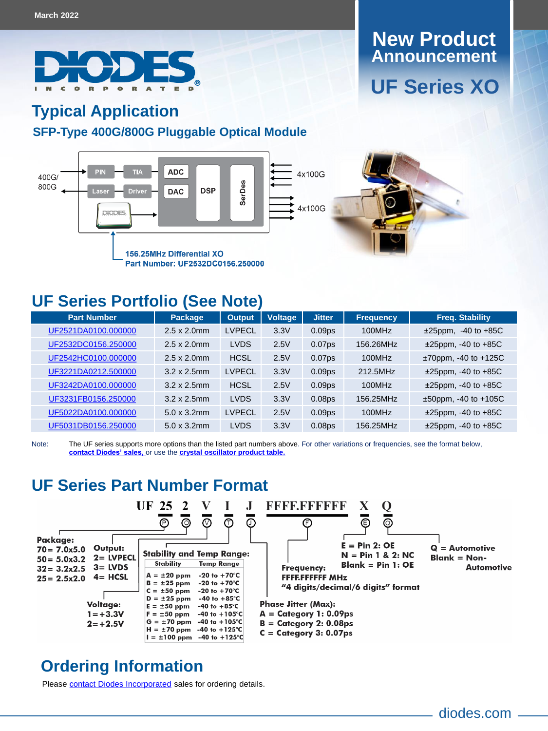March 2022

# New Product Announcement

# UF Series XO

## Typical Application

### SFP-Type 400G/800G Pluggable Optical Module

400G/
800G
PIN
TIA
Laser
Driver
ADC
DAC
DSP
SerDes
4x100G
4x100G

156.25MHz Differential XO
Part Number: UF2532DC0156.250000

## UF Series Portfolio (See Note)

| Part Number | Package | Output | Voltage | Jitter | Frequency | Freq. Stability |
|---|---|---|---|---|---|---|
| UF2521DA0100.000000 | 2.5 x 2.0mm | LVPECL | 3.3V | 0.09ps | 100MHz | ±25ppm, -40 to +85C |
| UF2532DC0156.250000 | 2.5 x 2.0mm | LVDS | 2.5V | 0.07ps | 156.26MHz | ±25ppm, -40 to +85C |
| UF2542HC0100.000000 | 2.5 x 2.0mm | HCSL | 2.5V | 0.07ps | 100MHz | ±70ppm, -40 to +125C |
| UF3221DA0212.500000 | 3.2 x 2.5mm | LVPECL | 3.3V | 0.09ps | 212.5MHz | ±25ppm, -40 to +85C |
| UF3242DA0100.000000 | 3.2 x 2.5mm | HCSL | 2.5V | 0.09ps | 100MHz | ±25ppm, -40 to +85C |
| UF3231FB0156.250000 | 3.2 x 2.5mm | LVDS | 3.3V | 0.08ps | 156.25MHz | ±50ppm, -40 to +105C |
| UF5022DA0100.000000 | 5.0 x 3.2mm | LVPECL | 2.5V | 0.09ps | 100MHz | ±25ppm, -40 to +85C |
| UF5031DB0156.250000 | 5.0 x 3.2mm | LVDS | 3.3V | 0.08ps | 156.25MHz | ±25ppm, -40 to +85C |

Note: The UF series supports more options than the listed part numbers above. For other variations or frequencies, see the format below, **contact Diodes' sales,** or use the **crystal oscillator product table.**

## UF Series Part Number Format

UF 25 2 V I J FFFF.FFFFFF X Q
(P) (O) (V) (T) (J) (F) (E) (Q)

**Package:**
**70= 7.0x5.0**
**50= 5.0x3.2**
**32= 3.2x2.5**
**25= 2.5x2.0**

**Output:**
**2= LVPECL**
**3= LVDS**
**4= HCSL**

**Voltage:**
**1=+3.3V**
**2=+2.5V**

**Stability and Temp Range:**

| Stability | Temp Range |
|---|---|
| A = ±20 ppm | -20 to +70°C |
| B = ±25 ppm | -20 to +70°C |
| C = ±50 ppm | -20 to +70°C |
| D = ±25 ppm | -40 to +85°C |
| E = ±50 ppm | -40 to +85°C |
| F = ±50 ppm | -40 to +105°C |
| G = ±70 ppm | -40 to +105°C |
| H = ±70 ppm | -40 to +125°C |
| I = ±100 ppm | -40 to +125°C |

**Phase Jitter (Max):**
**A = Category 1: 0.09ps**
**B = Category 2: 0.08ps**
**C = Category 3: 0.07ps**

**Frequency:**
**FFFF.FFFFFF MHz**
**"4 digits/decimal/6 digits" format**

**E = Pin 2: OE**
**N = Pin 1 & 2: NC**
**Blank = Pin 1: OE**

**Q = Automotive**
**Blank = Non-Automotive**

## Ordering Information

Please contact Diodes Incorporated sales for ordering details.

diodes.com